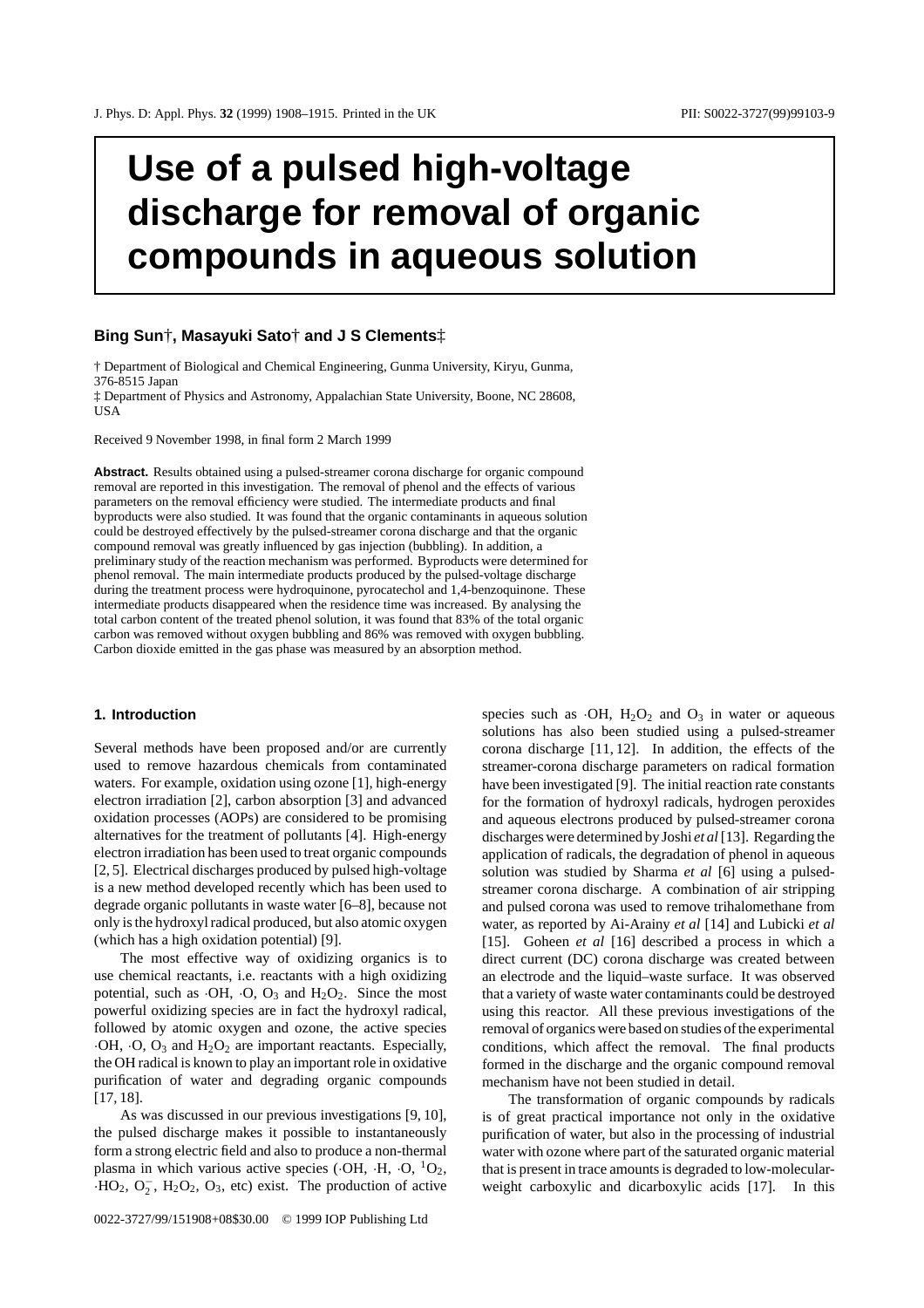# Use of a pulsed high-voltage discharge for removal of organic compounds in aqueous solution

**Bing Sun†, Masayuki Sato† and J S Clements‡**

† Department of Biological and Chemical Engineering, Gunma University, Kiryu, Gunma, 376-8515 Japan

‡ Department of Physics and Astronomy, Appalachian State University, Boone, NC 28608, USA

Received 9 November 1998, in final form 2 March 1999

**Abstract.** Results obtained using a pulsed-streamer corona discharge for organic compound removal are reported in this investigation. The removal of phenol and the effects of various parameters on the removal efficiency were studied. The intermediate products and final byproducts were also studied. It was found that the organic contaminants in aqueous solution could be destroyed effectively by the pulsed-streamer corona discharge and that the organic compound removal was greatly influenced by gas injection (bubbling). In addition, a preliminary study of the reaction mechanism was performed. Byproducts were determined for phenol removal. The main intermediate products produced by the pulsed-voltage discharge during the treatment process were hydroquinone, pyrocatechol and 1,4-benzoquinone. These intermediate products disappeared when the residence time was increased. By analysing the total carbon content of the treated phenol solution, it was found that 83% of the total organic carbon was removed without oxygen bubbling and 86% was removed with oxygen bubbling. Carbon dioxide emitted in the gas phase was measured by an absorption method.

## 1. Introduction

Several methods have been proposed and/or are currently used to remove hazardous chemicals from contaminated waters. For example, oxidation using ozone [1], high-energy electron irradiation [2], carbon absorption [3] and advanced oxidation processes (AOPs) are considered to be promising alternatives for the treatment of pollutants [4]. High-energy electron irradiation has been used to treat organic compounds [2, 5]. Electrical discharges produced by pulsed high-voltage is a new method developed recently which has been used to degrade organic pollutants in waste water [6–8], because not only is the hydroxyl radical produced, but also atomic oxygen (which has a high oxidation potential) [9].

The most effective way of oxidizing organics is to use chemical reactants, i.e. reactants with a high oxidizing potential, such as $\cdot OH$, $\cdot O$, $O_3$ and $H_2O_2$. Since the most powerful oxidizing species are in fact the hydroxyl radical, followed by atomic oxygen and ozone, the active species $\cdot OH$, $\cdot O$, $O_3$ and $H_2O_2$ are important reactants. Especially, the OH radical is known to play an important role in oxidative purification of water and degrading organic compounds [17, 18].

As was discussed in our previous investigations [9, 10], the pulsed discharge makes it possible to instantaneously form a strong electric field and also to produce a non-thermal plasma in which various active species ($\cdot OH$, $\cdot H$, $\cdot O$, $^1O_2$, $\cdot HO_2$, $O_2^-$, $H_2O_2$, $O_3$, etc) exist. The production of active species such as $\cdot OH$, $H_2O_2$ and $O_3$ in water or aqueous solutions has also been studied using a pulsed-streamer corona discharge [11, 12]. In addition, the effects of the streamer-corona discharge parameters on radical formation have been investigated [9]. The initial reaction rate constants for the formation of hydroxyl radicals, hydrogen peroxides and aqueous electrons produced by pulsed-streamer corona discharges were determined by Joshi *et al* [13]. Regarding the application of radicals, the degradation of phenol in aqueous solution was studied by Sharma *et al* [6] using a pulsed-streamer corona discharge. A combination of air stripping and pulsed corona was used to remove trihalomethane from water, as reported by Ai-Arainy *et al* [14] and Lubicki *et al* [15]. Goheen *et al* [16] described a process in which a direct current (DC) corona discharge was created between an electrode and the liquid–waste surface. It was observed that a variety of waste water contaminants could be destroyed using this reactor. All these previous investigations of the removal of organics were based on studies of the experimental conditions, which affect the removal. The final products formed in the discharge and the organic compound removal mechanism have not been studied in detail.

The transformation of organic compounds by radicals is of great practical importance not only in the oxidative purification of water, but also in the processing of industrial water with ozone where part of the saturated organic material that is present in trace amounts is degraded to low-molecular-weight carboxylic and dicarboxylic acids [17]. In this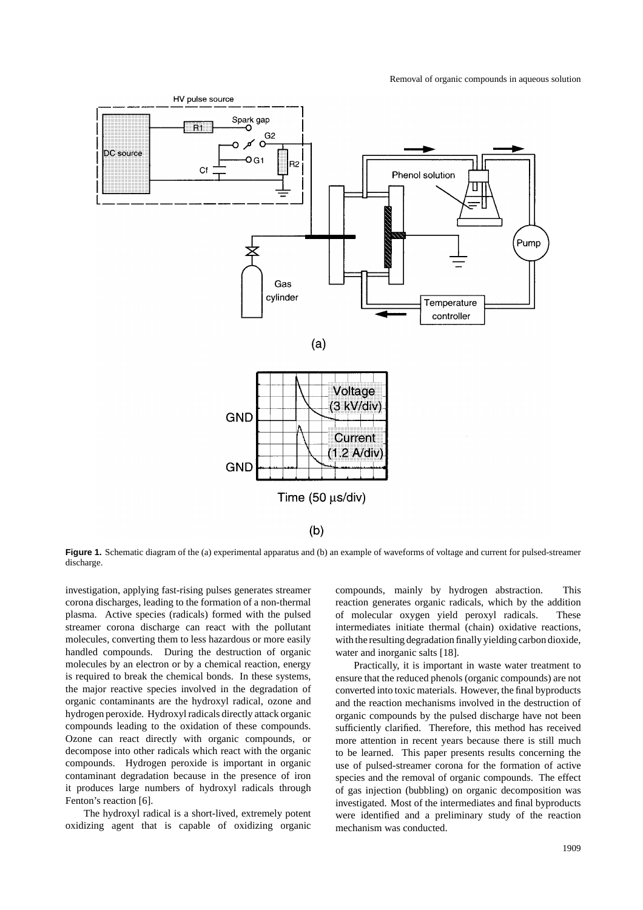**Figure 1.** Schematic diagram of the (a) experimental apparatus and (b) an example of waveforms of voltage and current for pulsed-streamer discharge.

investigation, applying fast-rising pulses generates streamer corona discharges, leading to the formation of a non-thermal plasma. Active species (radicals) formed with the pulsed streamer corona discharge can react with the pollutant molecules, converting them to less hazardous or more easily handled compounds. During the destruction of organic molecules by an electron or by a chemical reaction, energy is required to break the chemical bonds. In these systems, the major reactive species involved in the degradation of organic contaminants are the hydroxyl radical, ozone and hydrogen peroxide. Hydroxyl radicals directly attack organic compounds leading to the oxidation of these compounds. Ozone can react directly with organic compounds, or decompose into other radicals which react with the organic compounds. Hydrogen peroxide is important in organic contaminant degradation because in the presence of iron it produces large numbers of hydroxyl radicals through Fenton's reaction [6].

The hydroxyl radical is a short-lived, extremely potent oxidizing agent that is capable of oxidizing organic compounds, mainly by hydrogen abstraction. This reaction generates organic radicals, which by the addition of molecular oxygen yield peroxyl radicals. These intermediates initiate thermal (chain) oxidative reactions, with the resulting degradation finally yielding carbon dioxide, water and inorganic salts [18].

Practically, it is important in waste water treatment to ensure that the reduced phenols (organic compounds) are not converted into toxic materials. However, the final byproducts and the reaction mechanisms involved in the destruction of organic compounds by the pulsed discharge have not been sufficiently clarified. Therefore, this method has received more attention in recent years because there is still much to be learned. This paper presents results concerning the use of pulsed-streamer corona for the formation of active species and the removal of organic compounds. The effect of gas injection (bubbling) on organic decomposition was investigated. Most of the intermediates and final byproducts were identified and a preliminary study of the reaction mechanism was conducted.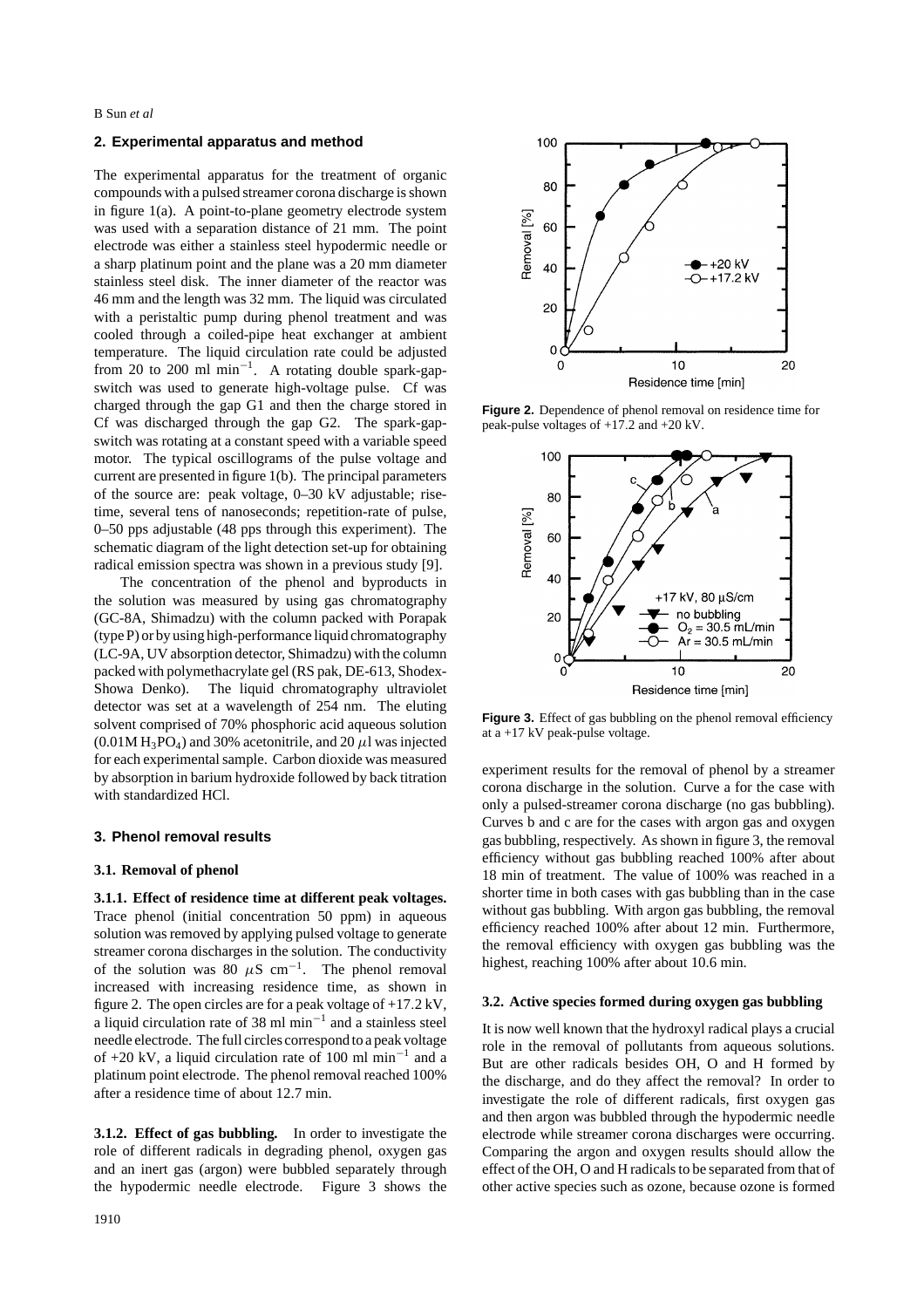## 2. Experimental apparatus and method

The experimental apparatus for the treatment of organic compounds with a pulsed streamer corona discharge is shown in figure 1(a). A point-to-plane geometry electrode system was used with a separation distance of 21 mm. The point electrode was either a stainless steel hypodermic needle or a sharp platinum point and the plane was a 20 mm diameter stainless steel disk. The inner diameter of the reactor was 46 mm and the length was 32 mm. The liquid was circulated with a peristaltic pump during phenol treatment and was cooled through a coiled-pipe heat exchanger at ambient temperature. The liquid circulation rate could be adjusted from 20 to 200 ml $min^{-1}$. A rotating double spark-gap-switch was used to generate high-voltage pulse. Cf was charged through the gap G1 and then the charge stored in Cf was discharged through the gap G2. The spark-gap-switch was rotating at a constant speed with a variable speed motor. The typical oscillograms of the pulse voltage and current are presented in figure 1(b). The principal parameters of the source are: peak voltage, 0–30 kV adjustable; rise-time, several tens of nanoseconds; repetition-rate of pulse, 0–50 pps adjustable (48 pps through this experiment). The schematic diagram of the light detection set-up for obtaining radical emission spectra was shown in a previous study [9].

The concentration of the phenol and byproducts in the solution was measured by using gas chromatography (GC-8A, Shimadzu) with the column packed with Porapak (type P) or by using high-performance liquid chromatography (LC-9A, UV absorption detector, Shimadzu) with the column packed with polymethacrylate gel (RS pak, DE-613, Shodex-Showa Denko). The liquid chromatography ultraviolet detector was set at a wavelength of 254 nm. The eluting solvent comprised of 70% phosphoric acid aqueous solution (0.01M $H_3PO_4$) and 30% acetonitrile, and 20 $\mu$l was injected for each experimental sample. Carbon dioxide was measured by absorption in barium hydroxide followed by back titration with standardized HCl.

## 3. Phenol removal results

### 3.1. Removal of phenol

**3.1.1. Effect of residence time at different peak voltages.** Trace phenol (initial concentration 50 ppm) in aqueous solution was removed by applying pulsed voltage to generate streamer corona discharges in the solution. The conductivity of the solution was 80 $\mu$S $cm^{-1}$. The phenol removal increased with increasing residence time, as shown in figure 2. The open circles are for a peak voltage of +17.2 kV, a liquid circulation rate of 38 ml $min^{-1}$ and a stainless steel needle electrode. The full circles correspond to a peak voltage of +20 kV, a liquid circulation rate of 100 ml $min^{-1}$ and a platinum point electrode. The phenol removal reached 100% after a residence time of about 12.7 min.

**3.1.2. Effect of gas bubbling.** In order to investigate the role of different radicals in degrading phenol, oxygen gas and an inert gas (argon) were bubbled separately through the hypodermic needle electrode. Figure 3 shows the experiment results for the removal of phenol by a streamer corona discharge in the solution. Curve a for the case with only a pulsed-streamer corona discharge (no gas bubbling). Curves b and c are for the cases with argon gas and oxygen gas bubbling, respectively. As shown in figure 3, the removal efficiency without gas bubbling reached 100% after about 18 min of treatment. The value of 100% was reached in a shorter time in both cases with gas bubbling than in the case without gas bubbling. With argon gas bubbling, the removal efficiency reached 100% after about 12 min. Furthermore, the removal efficiency with oxygen gas bubbling was the highest, reaching 100% after about 10.6 min.

**Figure 2.** Dependence of phenol removal on residence time for peak-pulse voltages of +17.2 and +20 kV.

**Figure 3.** Effect of gas bubbling on the phenol removal efficiency at a +17 kV peak-pulse voltage.

### 3.2. Active species formed during oxygen gas bubbling

It is now well known that the hydroxyl radical plays a crucial role in the removal of pollutants from aqueous solutions. But are other radicals besides OH, O and H formed by the discharge, and do they affect the removal? In order to investigate the role of different radicals, first oxygen gas and then argon was bubbled through the hypodermic needle electrode while streamer corona discharges were occurring. Comparing the argon and oxygen results should allow the effect of the OH, O and H radicals to be separated from that of other active species such as ozone, because ozone is formed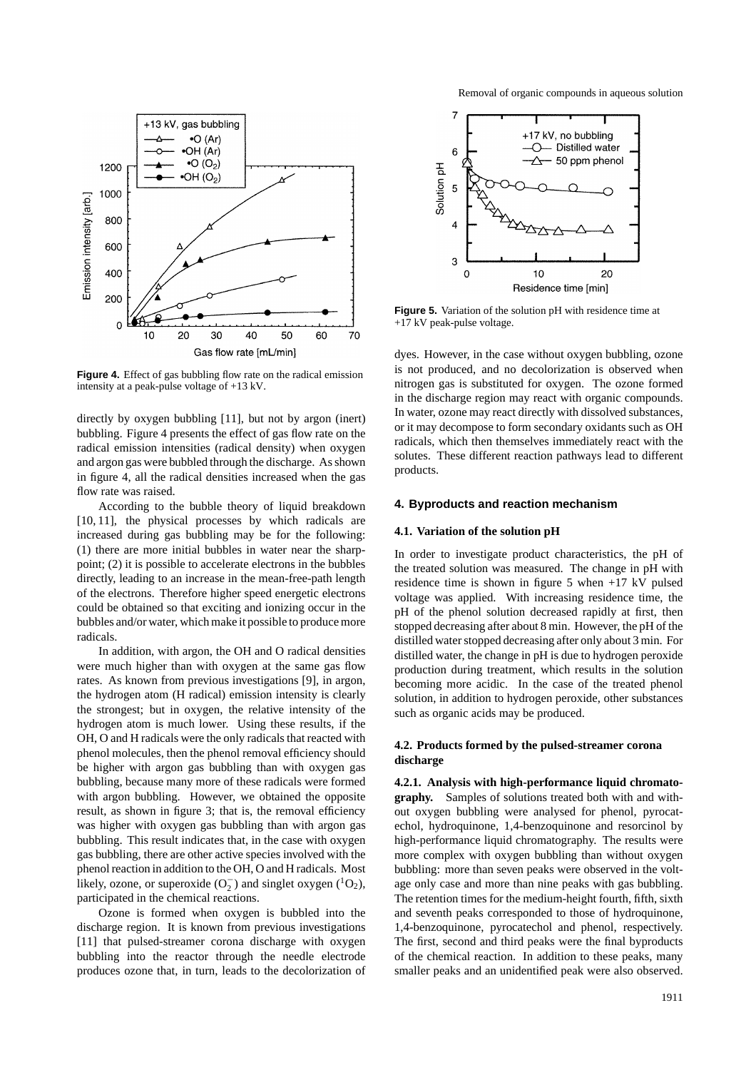**Figure 4.** Effect of gas bubbling flow rate on the radical emission intensity at a peak-pulse voltage of +13 kV.

directly by oxygen bubbling [11], but not by argon (inert) bubbling. Figure 4 presents the effect of gas flow rate on the radical emission intensities (radical density) when oxygen and argon gas were bubbled through the discharge. As shown in figure 4, all the radical densities increased when the gas flow rate was raised.

According to the bubble theory of liquid breakdown [10, 11], the physical processes by which radicals are increased during gas bubbling may be for the following: (1) there are more initial bubbles in water near the sharp-point; (2) it is possible to accelerate electrons in the bubbles directly, leading to an increase in the mean-free-path length of the electrons. Therefore higher speed energetic electrons could be obtained so that exciting and ionizing occur in the bubbles and/or water, which make it possible to produce more radicals.

In addition, with argon, the OH and O radical densities were much higher than with oxygen at the same gas flow rates. As known from previous investigations [9], in argon, the hydrogen atom (H radical) emission intensity is clearly the strongest; but in oxygen, the relative intensity of the hydrogen atom is much lower. Using these results, if the OH, O and H radicals were the only radicals that reacted with phenol molecules, then the phenol removal efficiency should be higher with argon gas bubbling than with oxygen gas bubbling, because many more of these radicals were formed with argon bubbling. However, we obtained the opposite result, as shown in figure 3; that is, the removal efficiency was higher with oxygen gas bubbling than with argon gas bubbling. This result indicates that, in the case with oxygen gas bubbling, there are other active species involved with the phenol reaction in addition to the OH, O and H radicals. Most likely, ozone, or superoxide ($O_2^-$) and singlet oxygen ($^1O_2$), participated in the chemical reactions.

Ozone is formed when oxygen is bubbled into the discharge region. It is known from previous investigations [11] that pulsed-streamer corona discharge with oxygen bubbling into the reactor through the needle electrode produces ozone that, in turn, leads to the decolorization of dyes. However, in the case without oxygen bubbling, ozone is not produced, and no decolorization is observed when nitrogen gas is substituted for oxygen. The ozone formed in the discharge region may react with organic compounds. In water, ozone may react directly with dissolved substances, or it may decompose to form secondary oxidants such as OH radicals, which then themselves immediately react with the solutes. These different reaction pathways lead to different products.

**Figure 5.** Variation of the solution pH with residence time at +17 kV peak-pulse voltage.

## 4. Byproducts and reaction mechanism

### 4.1. Variation of the solution pH

In order to investigate product characteristics, the pH of the treated solution was measured. The change in pH with residence time is shown in figure 5 when +17 kV pulsed voltage was applied. With increasing residence time, the pH of the phenol solution decreased rapidly at first, then stopped decreasing after about 8 min. However, the pH of the distilled water stopped decreasing after only about 3 min. For distilled water, the change in pH is due to hydrogen peroxide production during treatment, which results in the solution becoming more acidic. In the case of the treated phenol solution, in addition to hydrogen peroxide, other substances such as organic acids may be produced.

### 4.2. Products formed by the pulsed-streamer corona discharge

**4.2.1. Analysis with high-performance liquid chromatography.** Samples of solutions treated both with and without oxygen bubbling were analysed for phenol, pyrocatechol, hydroquinone, 1,4-benzoquinone and resorcinol by high-performance liquid chromatography. The results were more complex with oxygen bubbling than without oxygen bubbling: more than seven peaks were observed in the voltage only case and more than nine peaks with gas bubbling. The retention times for the medium-height fourth, fifth, sixth and seventh peaks corresponded to those of hydroquinone, 1,4-benzoquinone, pyrocatechol and phenol, respectively. The first, second and third peaks were the final byproducts of the chemical reaction. In addition to these peaks, many smaller peaks and an unidentified peak were also observed.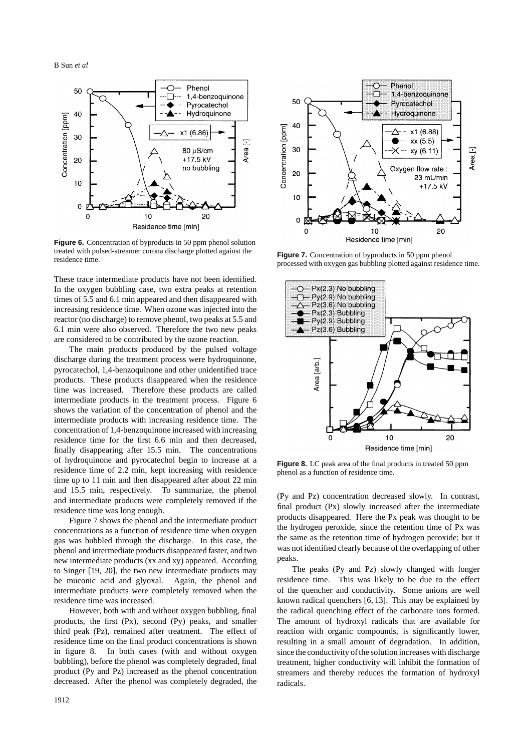**Figure 6.** Concentration of byproducts in 50 ppm phenol solution treated with pulsed-streamer corona discharge plotted against the residence time.

**Figure 7.** Concentration of byproducts in 50 ppm phenol processed with oxygen gas bubbling plotted against residence time.

**Figure 8.** LC peak area of the final products in treated 50 ppm phenol as a function of residence time.

These trace intermediate products have not been identified. In the oxygen bubbling case, two extra peaks at retention times of 5.5 and 6.1 min appeared and then disappeared with increasing residence time. When ozone was injected into the reactor (no discharge) to remove phenol, two peaks at 5.5 and 6.1 min were also observed. Therefore the two new peaks are considered to be contributed by the ozone reaction.

The main products produced by the pulsed voltage discharge during the treatment process were hydroquinone, pyrocatechol, 1,4-benzoquinone and other unidentified trace products. These products disappeared when the residence time was increased. Therefore these products are called intermediate products in the treatment process. Figure 6 shows the variation of the concentration of phenol and the intermediate products with increasing residence time. The concentration of 1,4-benzoquinone increased with increasing residence time for the first 6.6 min and then decreased, finally disappearing after 15.5 min. The concentrations of hydroquinone and pyrocatechol begin to increase at a residence time of 2.2 min, kept increasing with residence time up to 11 min and then disappeared after about 22 min and 15.5 min, respectively. To summarize, the phenol and intermediate products were completely removed if the residence time was long enough.

Figure 7 shows the phenol and the intermediate product concentrations as a function of residence time when oxygen gas was bubbled through the discharge. In this case, the phenol and intermediate products disappeared faster, and two new intermediate products (xx and xy) appeared. According to Singer [19, 20], the two new intermediate products may be muconic acid and glyoxal. Again, the phenol and intermediate products were completely removed when the residence time was increased.

However, both with and without oxygen bubbling, final products, the first (Px), second (Py) peaks, and smaller third peak (Pz), remained after treatment. The effect of residence time on the final product concentrations is shown in figure 8. In both cases (with and without oxygen bubbling), before the phenol was completely degraded, final product (Py and Pz) increased as the phenol concentration decreased. After the phenol was completely degraded, the (Py and Pz) concentration decreased slowly. In contrast, final product (Px) slowly increased after the intermediate products disappeared. Here the Px peak was thought to be the hydrogen peroxide, since the retention time of Px was the same as the retention time of hydrogen peroxide; but it was not identified clearly because of the overlapping of other peaks.

The peaks (Py and Pz) slowly changed with longer residence time. This was likely to be due to the effect of the quencher and conductivity. Some anions are well known radical quenchers [6, 13]. This may be explained by the radical quenching effect of the carbonate ions formed. The amount of hydroxyl radicals that are available for reaction with organic compounds, is significantly lower, resulting in a small amount of degradation. In addition, since the conductivity of the solution increases with discharge treatment, higher conductivity will inhibit the formation of streamers and thereby reduces the formation of hydroxyl radicals.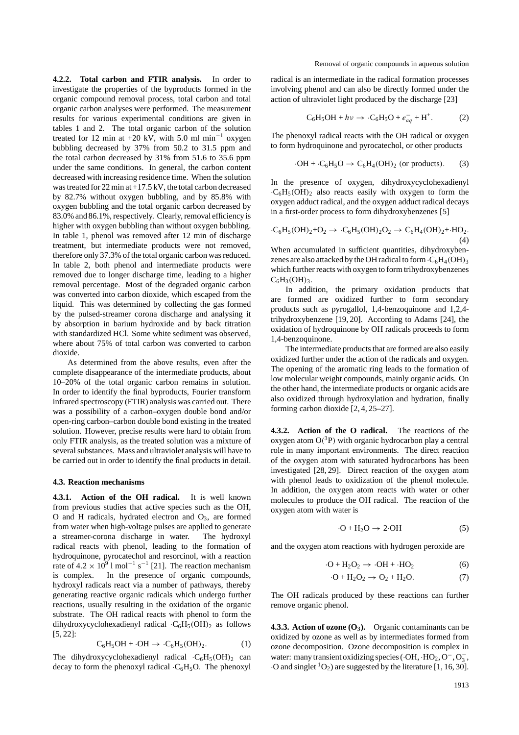**4.2.2. Total carbon and FTIR analysis.** In order to investigate the properties of the byproducts formed in the organic compound removal process, total carbon and total organic carbon analyses were performed. The measurement results for various experimental conditions are given in tables 1 and 2. The total organic carbon of the solution treated for 12 min at +20 kV, with 5.0 ml $\mathrm{min}^{-1}$ oxygen bubbling decreased by 37% from 50.2 to 31.5 ppm and the total carbon decreased by 31% from 51.6 to 35.6 ppm under the same conditions. In general, the carbon content decreased with increasing residence time. When the solution was treated for 22 min at +17.5 kV, the total carbon decreased by 82.7% without oxygen bubbling, and by 85.8% with oxygen bubbling and the total organic carbon decreased by 83.0% and 86.1%, respectively. Clearly, removal efficiency is higher with oxygen bubbling than without oxygen bubbling. In table 1, phenol was removed after 12 min of discharge treatment, but intermediate products were not removed, therefore only 37.3% of the total organic carbon was reduced. In table 2, both phenol and intermediate products were removed due to longer discharge time, leading to a higher removal percentage. Most of the degraded organic carbon was converted into carbon dioxide, which escaped from the liquid. This was determined by collecting the gas formed by the pulsed-streamer corona discharge and analysing it by absorption in barium hydroxide and by back titration with standardized HCl. Some white sediment was observed, where about 75% of total carbon was converted to carbon dioxide.

As determined from the above results, even after the complete disappearance of the intermediate products, about 10–20% of the total organic carbon remains in solution. In order to identify the final byproducts, Fourier transform infrared spectroscopy (FTIR) analysis was carried out. There was a possibility of a carbon–oxygen double bond and/or open-ring carbon–carbon double bond existing in the treated solution. However, precise results were hard to obtain from only FTIR analysis, as the treated solution was a mixture of several substances. Mass and ultraviolet analysis will have to be carried out in order to identify the final products in detail.

### 4.3. Reaction mechanisms

**4.3.1. Action of the OH radical.** It is well known from previous studies that active species such as the OH, O and H radicals, hydrated electron and $O_3$, are formed from water when high-voltage pulses are applied to generate a streamer-corona discharge in water. The hydroxyl radical reacts with phenol, leading to the formation of hydroquinone, pyrocatechol and resorcinol, with a reaction rate of $4.2 \times 10^9$ l $\mathrm{mol}^{-1}$ $\mathrm{s}^{-1}$ [21]. The reaction mechanism is complex. In the presence of organic compounds, hydroxyl radicals react via a number of pathways, thereby generating reactive organic radicals which undergo further reactions, usually resulting in the oxidation of the organic substrate. The OH radical reacts with phenol to form the dihydroxycyclohexadienyl radical $\cdot C_6H_5(OH)_2$ as follows [5, 22]:

$$C_6H_5OH + \cdot OH \rightarrow \cdot C_6H_5(OH)_2. \qquad (1)$$

The dihydroxycyclohexadienyl radical $\cdot C_6H_5(OH)_2$ can decay to form the phenoxyl radical $\cdot C_6H_5O$. The phenoxyl radical is an intermediate in the radical formation processes involving phenol and can also be directly formed under the action of ultraviolet light produced by the discharge [23]

$$C_6H_5OH + h\nu \rightarrow \cdot C_6H_5O + e^-_{aq} + H^+. \qquad (2)$$

The phenoxyl radical reacts with the OH radical or oxygen to form hydroquinone and pyrocatechol, or other products

$$\cdot OH + \cdot C_6H_5O \rightarrow C_6H_4(OH)_2 \text{ (or products)}. \qquad (3)$$

In the presence of oxygen, dihydroxycyclohexadienyl $\cdot C_6H_5(OH)_2$ also reacts easily with oxygen to form the oxygen adduct radical, and the oxygen adduct radical decays in a first-order process to form dihydroxybenzenes [5]

$$\cdot C_6H_5(OH)_2 + O_2 \rightarrow \cdot C_6H_5(OH)_2O_2 \rightarrow C_6H_4(OH)_2 + \cdot HO_2. \qquad (4)$$

When accumulated in sufficient quantities, dihydroxybenzenes are also attacked by the OH radical to form $\cdot C_6H_4(OH)_3$ which further reacts with oxygen to form trihydroxybenzenes $C_6H_3(OH)_3$.

In addition, the primary oxidation products that are formed are oxidized further to form secondary products such as pyrogallol, 1,4-benzoquinone and 1,2,4-trihydroxybenzene [19, 20]. According to Adams [24], the oxidation of hydroquinone by OH radicals proceeds to form 1,4-benzoquinone.

The intermediate products that are formed are also easily oxidized further under the action of the radicals and oxygen. The opening of the aromatic ring leads to the formation of low molecular weight compounds, mainly organic acids. On the other hand, the intermediate products or organic acids are also oxidized through hydroxylation and hydration, finally forming carbon dioxide [2, 4, 25–27].

**4.3.2. Action of the O radical.** The reactions of the oxygen atom $O(^3P)$ with organic hydrocarbon play a central role in many important environments. The direct reaction of the oxygen atom with saturated hydrocarbons has been investigated [28, 29]. Direct reaction of the oxygen atom with phenol leads to oxidization of the phenol molecule. In addition, the oxygen atom reacts with water or other molecules to produce the OH radical. The reaction of the oxygen atom with water is

$$\cdot O + H_2O \rightarrow 2\cdot OH \qquad (5)$$

and the oxygen atom reactions with hydrogen peroxide are

$$\cdot O + H_2O_2 \rightarrow \cdot OH + \cdot HO_2 \qquad (6)$$

$$\cdot O + H_2O_2 \rightarrow O_2 + H_2O. \qquad (7)$$

The OH radicals produced by these reactions can further remove organic phenol.

**4.3.3. Action of ozone ($O_3$).** Organic contaminants can be oxidized by ozone as well as by intermediates formed from ozone decomposition. Ozone decomposition is complex in water: many transient oxidizing species ($\cdot OH$, $\cdot HO_2$, $O^-$, $O_3^-$, $\cdot O$ and singlet $^1O_2$) are suggested by the literature [1, 16, 30].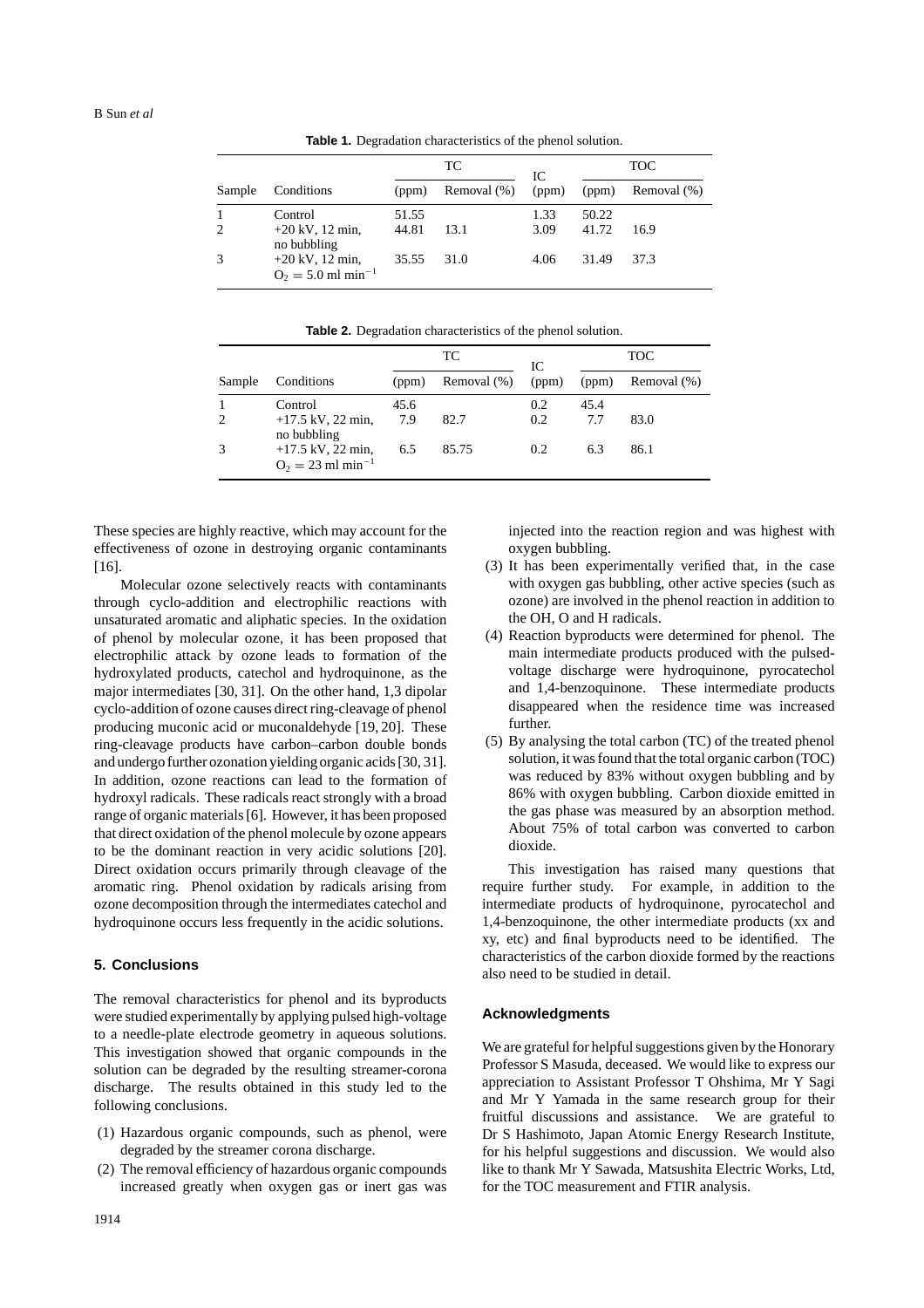**Table 1.** Degradation characteristics of the phenol solution.

| Sample | Conditions | TC (ppm) | TC Removal (%) | IC (ppm) | TOC (ppm) | TOC Removal (%) |
|---|---|---|---|---|---|---|
| 1 | Control | 51.55 | | 1.33 | 50.22 | |
| 2 | +20 kV, 12 min, no bubbling | 44.81 | 13.1 | 3.09 | 41.72 | 16.9 |
| 3 | +20 kV, 12 min, $O_2 = 5.0$ ml min$^{-1}$ | 35.55 | 31.0 | 4.06 | 31.49 | 37.3 |

**Table 2.** Degradation characteristics of the phenol solution.

| Sample | Conditions | TC (ppm) | TC Removal (%) | IC (ppm) | TOC (ppm) | TOC Removal (%) |
|---|---|---|---|---|---|---|
| 1 | Control | 45.6 | | 0.2 | 45.4 | |
| 2 | +17.5 kV, 22 min, no bubbling | 7.9 | 82.7 | 0.2 | 7.7 | 83.0 |
| 3 | +17.5 kV, 22 min, $O_2 = 23$ ml min$^{-1}$ | 6.5 | 85.75 | 0.2 | 6.3 | 86.1 |

These species are highly reactive, which may account for the effectiveness of ozone in destroying organic contaminants [16].

Molecular ozone selectively reacts with contaminants through cyclo-addition and electrophilic reactions with unsaturated aromatic and aliphatic species. In the oxidation of phenol by molecular ozone, it has been proposed that electrophilic attack by ozone leads to formation of the hydroxylated products, catechol and hydroquinone, as the major intermediates [30, 31]. On the other hand, 1,3 dipolar cyclo-addition of ozone causes direct ring-cleavage of phenol producing muconic acid or muconaldehyde [19, 20]. These ring-cleavage products have carbon–carbon double bonds and undergo further ozonation yielding organic acids [30, 31]. In addition, ozone reactions can lead to the formation of hydroxyl radicals. These radicals react strongly with a broad range of organic materials [6]. However, it has been proposed that direct oxidation of the phenol molecule by ozone appears to be the dominant reaction in very acidic solutions [20]. Direct oxidation occurs primarily through cleavage of the aromatic ring. Phenol oxidation by radicals arising from ozone decomposition through the intermediates catechol and hydroquinone occurs less frequently in the acidic solutions.

## 5. Conclusions

The removal characteristics for phenol and its byproducts were studied experimentally by applying pulsed high-voltage to a needle-plate electrode geometry in aqueous solutions. This investigation showed that organic compounds in the solution can be degraded by the resulting streamer-corona discharge. The results obtained in this study led to the following conclusions.

(1) Hazardous organic compounds, such as phenol, were degraded by the streamer corona discharge.
(2) The removal efficiency of hazardous organic compounds increased greatly when oxygen gas or inert gas was injected into the reaction region and was highest with oxygen bubbling.
(3) It has been experimentally verified that, in the case with oxygen gas bubbling, other active species (such as ozone) are involved in the phenol reaction in addition to the OH, O and H radicals.
(4) Reaction byproducts were determined for phenol. The main intermediate products produced with the pulsed-voltage discharge were hydroquinone, pyrocatechol and 1,4-benzoquinone. These intermediate products disappeared when the residence time was increased further.
(5) By analysing the total carbon (TC) of the treated phenol solution, it was found that the total organic carbon (TOC) was reduced by 83% without oxygen bubbling and by 86% with oxygen bubbling. Carbon dioxide emitted in the gas phase was measured by an absorption method. About 75% of total carbon was converted to carbon dioxide.

This investigation has raised many questions that require further study. For example, in addition to the intermediate products of hydroquinone, pyrocatechol and 1,4-benzoquinone, the other intermediate products (xx and xy, etc) and final byproducts need to be identified. The characteristics of the carbon dioxide formed by the reactions also need to be studied in detail.

## Acknowledgments

We are grateful for helpful suggestions given by the Honorary Professor S Masuda, deceased. We would like to express our appreciation to Assistant Professor T Ohshima, Mr Y Sagi and Mr Y Yamada in the same research group for their fruitful discussions and assistance. We are grateful to Dr S Hashimoto, Japan Atomic Energy Research Institute, for his helpful suggestions and discussion. We would also like to thank Mr Y Sawada, Matsushita Electric Works, Ltd, for the TOC measurement and FTIR analysis.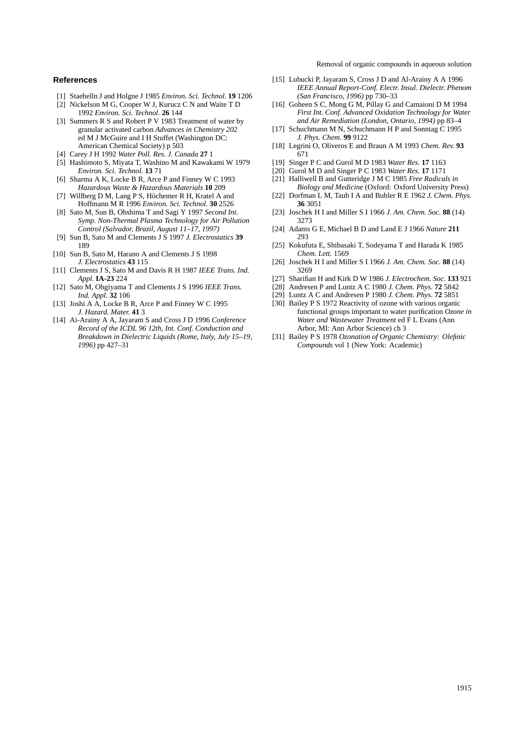## References

[1] Staehelln J and Holgne J 1985 *Environ. Sci. Technol.* **19** 1206

[2] Nickelson M G, Cooper W J, Kurucz C N and Waite T D 1992 *Environ. Sci. Technol.* **26** 144

[3] Summers R S and Robert P V 1983 Treatment of water by granular activated carbon *Advances in Chemistry 202* ed M J McGuire and I H Stuffet (Washington DC: American Chemical Society) p 503

[4] Carey J H 1992 *Water Poll. Res. J. Canada* **27** 1

[5] Hashimoto S, Miyata T, Washino M and Kawakami W 1979 *Environ. Sci. Technol.* **13** 71

[6] Sharma A K, Locke B R, Arce P and Finney W C 1993 *Hazardous Waste & Hazardous Materials* **10** 209

[7] Willberg D M, Lang P S, Höchemer R H, Kratel A and Hoffmann M R 1996 *Environ. Sci. Technol.* **30** 2526

[8] Sato M, Sun B, Ohshima T and Sagi Y 1997 *Second Int. Symp. Non-Thermal Plasma Technology for Air Pollution Control (Salvador, Brazil, August 11–17, 1997)*

[9] Sun B, Sato M and Clements J S 1997 *J. Electrostatics* **39** 189

[10] Sun B, Sato M, Harano A and Clements J S 1998 *J. Electrostatics* **43** 115

[11] Clements J S, Sato M and Davis R H 1987 *IEEE Trans. Ind. Appl.* **IA-23** 224

[12] Sato M, Ohgiyama T and Clements J S 1996 *IEEE Trans. Ind. Appl.* **32** 106

[13] Joshi A A, Locke B R, Arce P and Finney W C 1995 *J. Hazard. Mater.* **41** 3

[14] Ai-Arainy A A, Jayaram S and Cross J D 1996 *Conference Record of the ICDL 96 12th, Int. Conf. Conduction and Breakdown in Dielectric Liquids (Rome, Italy, July 15–19, 1996)* pp 427–31

[15] Lubucki P, Jayaram S, Cross J D and Al-Arainy A A 1996 *IEEE Annual Report-Conf. Electr. Insul. Dielectr. Phenom (San Francisco, 1996)* pp 730–33

[16] Goheen S C, Mong G M, Pillay G and Camaioni D M 1994 *First Int. Conf. Advanced Oxidation Technology for Water and Air Remediation (London, Ontario, 1994)* pp 83–4

[17] Schuchmann M N, Schuchmann H P and Sonntag C 1995 *J. Phys. Chem.* **99** 9122

[18] Legrini O, Oliveros E and Braun A M 1993 *Chem. Rev.* **93** 671

[19] Singer P C and Gurol M D 1983 *Water Res.* **17** 1163

[20] Gurol M D and Singer P C 1983 *Water Res.* **17** 1171

[21] Halliwell B and Gutteridge J M C 1985 *Free Radicals in Biology and Medicine* (Oxford: Oxford University Press)

[22] Dorfman L M, Taub I A and Buhler R E 1962 *J. Chem. Phys.* **36** 3051

[23] Joschek H I and Miller S I 1966 *J. Am. Chem. Soc.* **88** (14) 3273

[24] Adams G E, Michael B D and Land E J 1966 *Nature* **211** 293

[25] Kokufuta E, Shibasaki T, Sodeyama T and Harada K 1985 *Chem. Lett.* 1569

[26] Joschek H I and Miller S I 1966 *J. Am. Chem. Soc.* **88** (14) 3269

[27] Sharifian H and Kirk D W 1986 *J. Electrochem. Soc.* **133** 921

[28] Andresen P and Luntz A C 1980 *J. Chem. Phys.* **72** 5842

[29] Luntz A C and Andresen P 1980 *J. Chem. Phys.* **72** 5851

[30] Bailey P S 1972 Reactivity of ozone with various organic functional groups important to water purification *Ozone in Water and Wastewater Treatment* ed F L Evans (Ann Arbor, MI: Ann Arbor Science) ch 3

[31] Bailey P S 1978 *Ozonation of Organic Chemistry: Olefinic Compounds* vol 1 (New York: Academic)